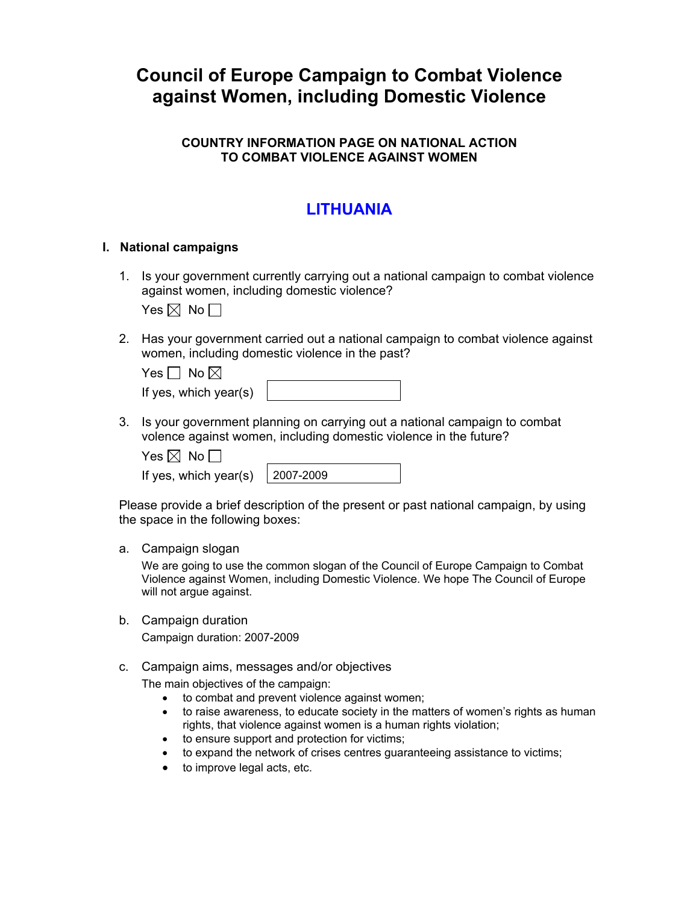# Council of Europe Campaign to Combat Violence against Women, including Domestic Violence

### COUNTRY INFORMATION PAGE ON NATIONAL ACTION TO COMBAT VIOLENCE AGAINST WOMEN

## LITHUANIA

### I. National campaigns

1. Is your government currently carrying out a national campaign to combat violence against women, including domestic violence?

   Yes ☒ No ☐

2. Has your government carried out a national campaign to combat violence against women, including domestic violence in the past?

   Yes ☐ No ☒

   If yes, which year(s)

3. Is your government planning on carrying out a national campaign to combat volence against women, including domestic violence in the future?

   Yes ☒ No ☐

   If yes, which year(s) 2007-2009

Please provide a brief description of the present or past national campaign, by using the space in the following boxes:

a. Campaign slogan

   We are going to use the common slogan of the Council of Europe Campaign to Combat Violence against Women, including Domestic Violence. We hope The Council of Europe will not argue against.

b. Campaign duration

   Campaign duration: 2007-2009

c. Campaign aims, messages and/or objectives

   The main objectives of the campaign:

   - to combat and prevent violence against women;
   - to raise awareness, to educate society in the matters of women's rights as human rights, that violence against women is a human rights violation;
   - to ensure support and protection for victims;
   - to expand the network of crises centres guaranteeing assistance to victims;
   - to improve legal acts, etc.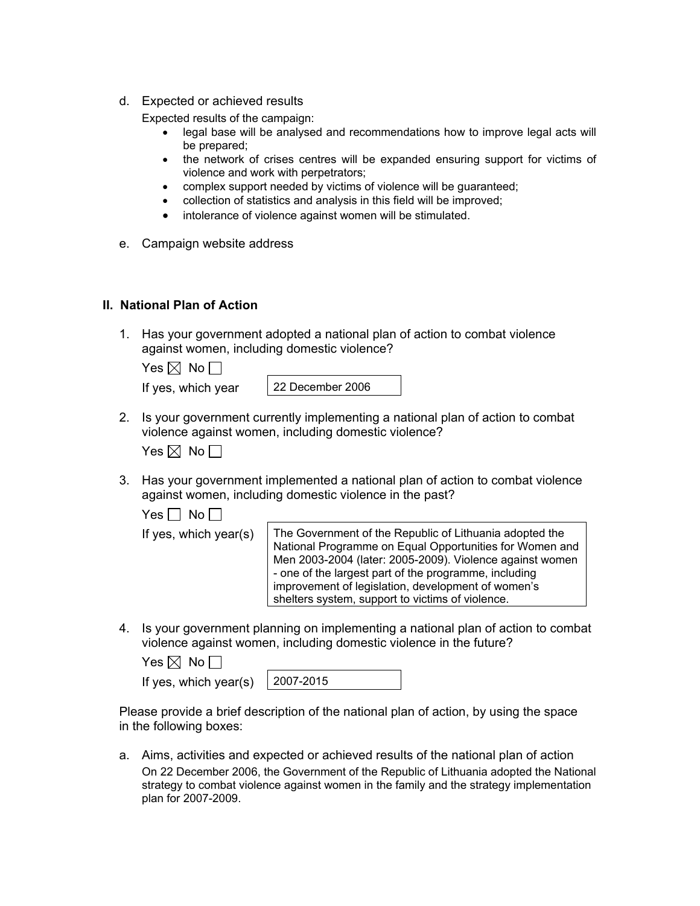d. Expected or achieved results

   Expected results of the campaign:

   - legal base will be analysed and recommendations how to improve legal acts will be prepared;
   - the network of crises centres will be expanded ensuring support for victims of violence and work with perpetrators;
   - complex support needed by victims of violence will be guaranteed;
   - collection of statistics and analysis in this field will be improved;
   - intolerance of violence against women will be stimulated.

e. Campaign website address

## II. National Plan of Action

1. Has your government adopted a national plan of action to combat violence against women, including domestic violence?

   Yes ☒ No ☐

   If yes, which year: 22 December 2006

2. Is your government currently implementing a national plan of action to combat violence against women, including domestic violence?

   Yes ☒ No ☐

3. Has your government implemented a national plan of action to combat violence against women, including domestic violence in the past?

   Yes ☐ No ☐

   If yes, which year(s): The Government of the Republic of Lithuania adopted the National Programme on Equal Opportunities for Women and Men 2003-2004 (later: 2005-2009). Violence against women - one of the largest part of the programme, including improvement of legislation, development of women's shelters system, support to victims of violence.

4. Is your government planning on implementing a national plan of action to combat violence against women, including domestic violence in the future?

   Yes ☒ No ☐

   If yes, which year(s): 2007-2015

Please provide a brief description of the national plan of action, by using the space in the following boxes:

a. Aims, activities and expected or achieved results of the national plan of action

   On 22 December 2006, the Government of the Republic of Lithuania adopted the National strategy to combat violence against women in the family and the strategy implementation plan for 2007-2009.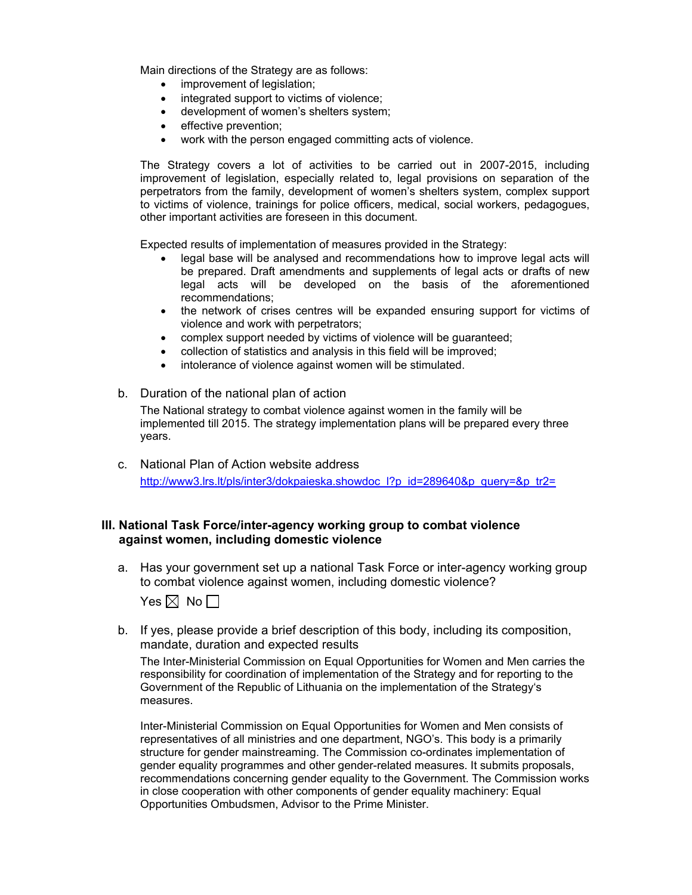Main directions of the Strategy are as follows:

- improvement of legislation;
- integrated support to victims of violence;
- development of women's shelters system;
- effective prevention;
- work with the person engaged committing acts of violence.

The Strategy covers a lot of activities to be carried out in 2007-2015, including improvement of legislation, especially related to, legal provisions on separation of the perpetrators from the family, development of women's shelters system, complex support to victims of violence, trainings for police officers, medical, social workers, pedagogues, other important activities are foreseen in this document.

Expected results of implementation of measures provided in the Strategy:

- legal base will be analysed and recommendations how to improve legal acts will be prepared. Draft amendments and supplements of legal acts or drafts of new legal acts will be developed on the basis of the aforementioned recommendations;
- the network of crises centres will be expanded ensuring support for victims of violence and work with perpetrators;
- complex support needed by victims of violence will be guaranteed;
- collection of statistics and analysis in this field will be improved;
- intolerance of violence against women will be stimulated.

b. Duration of the national plan of action

The National strategy to combat violence against women in the family will be implemented till 2015. The strategy implementation plans will be prepared every three years.

c. National Plan of Action website address

http://www3.lrs.lt/pls/inter3/dokpaieska.showdoc_l?p_id=289640&p_query=&p_tr2=

## III. National Task Force/inter-agency working group to combat violence against women, including domestic violence

a. Has your government set up a national Task Force or inter-agency working group to combat violence against women, including domestic violence?

Yes ☒ No ☐

b. If yes, please provide a brief description of this body, including its composition, mandate, duration and expected results

The Inter-Ministerial Commission on Equal Opportunities for Women and Men carries the responsibility for coordination of implementation of the Strategy and for reporting to the Government of the Republic of Lithuania on the implementation of the Strategy's measures.

Inter-Ministerial Commission on Equal Opportunities for Women and Men consists of representatives of all ministries and one department, NGO's. This body is a primarily structure for gender mainstreaming. The Commission co-ordinates implementation of gender equality programmes and other gender-related measures. It submits proposals, recommendations concerning gender equality to the Government. The Commission works in close cooperation with other components of gender equality machinery: Equal Opportunities Ombudsmen, Advisor to the Prime Minister.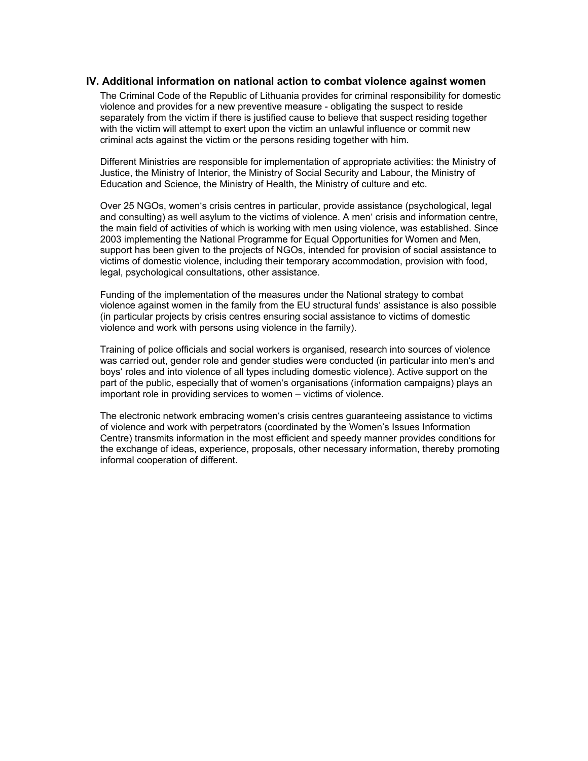## IV. Additional information on national action to combat violence against women

The Criminal Code of the Republic of Lithuania provides for criminal responsibility for domestic violence and provides for a new preventive measure - obligating the suspect to reside separately from the victim if there is justified cause to believe that suspect residing together with the victim will attempt to exert upon the victim an unlawful influence or commit new criminal acts against the victim or the persons residing together with him.

Different Ministries are responsible for implementation of appropriate activities: the Ministry of Justice, the Ministry of Interior, the Ministry of Social Security and Labour, the Ministry of Education and Science, the Ministry of Health, the Ministry of culture and etc.

Over 25 NGOs, women's crisis centres in particular, provide assistance (psychological, legal and consulting) as well asylum to the victims of violence. A men' crisis and information centre, the main field of activities of which is working with men using violence, was established. Since 2003 implementing the National Programme for Equal Opportunities for Women and Men, support has been given to the projects of NGOs, intended for provision of social assistance to victims of domestic violence, including their temporary accommodation, provision with food, legal, psychological consultations, other assistance.

Funding of the implementation of the measures under the National strategy to combat violence against women in the family from the EU structural funds' assistance is also possible (in particular projects by crisis centres ensuring social assistance to victims of domestic violence and work with persons using violence in the family).

Training of police officials and social workers is organised, research into sources of violence was carried out, gender role and gender studies were conducted (in particular into men's and boys' roles and into violence of all types including domestic violence). Active support on the part of the public, especially that of women's organisations (information campaigns) plays an important role in providing services to women – victims of violence.

The electronic network embracing women's crisis centres guaranteeing assistance to victims of violence and work with perpetrators (coordinated by the Women's Issues Information Centre) transmits information in the most efficient and speedy manner provides conditions for the exchange of ideas, experience, proposals, other necessary information, thereby promoting informal cooperation of different.